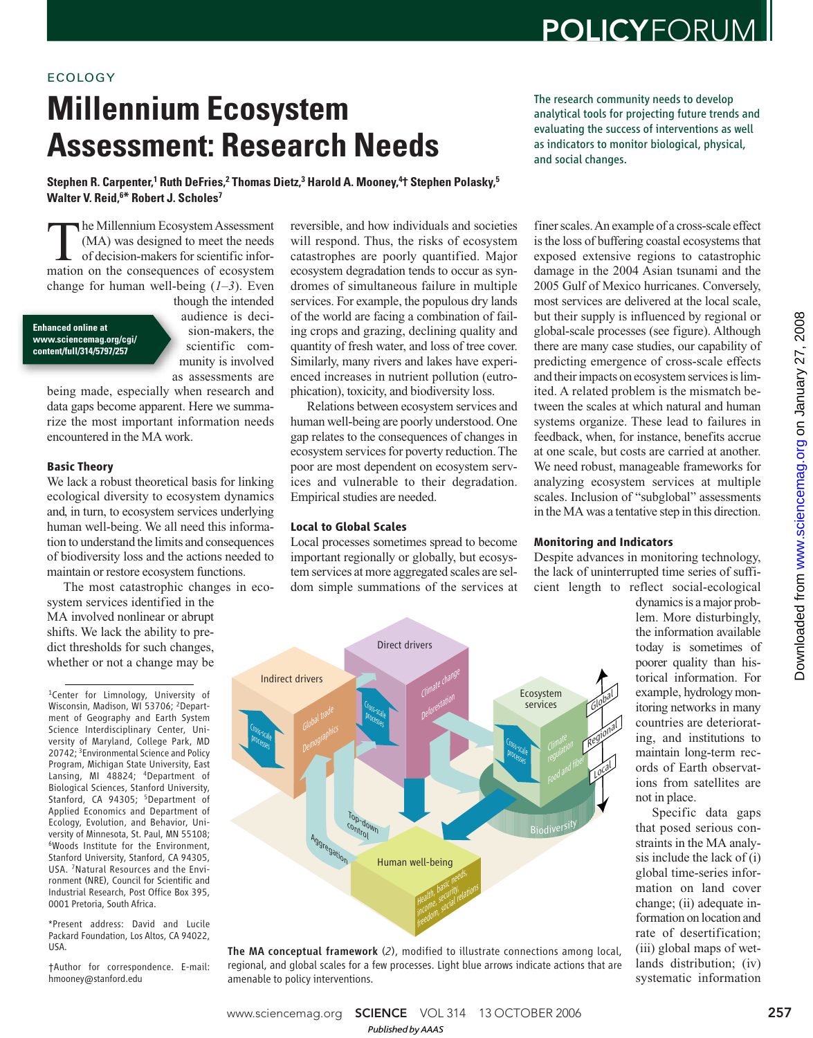ECOLOGY

# Millennium Ecosystem Assessment: Research Needs

The research community needs to develop analytical tools for projecting future trends and evaluating the success of interventions as well as indicators to monitor biological, physical, and social changes.

**Stephen R. Carpenter,[1] Ruth DeFries,[2] Thomas Dietz,[3] Harold A. Mooney,[4]† Stephen Polasky,[5] Walter V. Reid,[6]* Robert J. Scholes[7]**

The Millennium Ecosystem Assessment (MA) was designed to meet the needs of decision-makers for scientific information on the consequences of ecosystem change for human well-being (*1–3*). Even though the intended audience is decision-makers, the scientific community is involved as assessments are being made, especially when research and data gaps become apparent. Here we summarize the most important information needs encountered in the MA work.

Enhanced online at www.sciencemag.org/cgi/content/full/314/5797/257

### Basic Theory

We lack a robust theoretical basis for linking ecological diversity to ecosystem dynamics and, in turn, to ecosystem services underlying human well-being. We all need this information to understand the limits and consequences of biodiversity loss and the actions needed to maintain or restore ecosystem functions.

The most catastrophic changes in ecosystem services identified in the MA involved nonlinear or abrupt shifts. We lack the ability to predict thresholds for such changes, whether or not a change may be reversible, and how individuals and societies will respond. Thus, the risks of ecosystem catastrophes are poorly quantified. Major ecosystem degradation tends to occur as syndromes of simultaneous failure in multiple services. For example, the populous dry lands of the world are facing a combination of failing crops and grazing, declining quality and quantity of fresh water, and loss of tree cover. Similarly, many rivers and lakes have experienced increases in nutrient pollution (eutrophication), toxicity, and biodiversity loss.

Relations between ecosystem services and human well-being are poorly understood. One gap relates to the consequences of changes in ecosystem services for poverty reduction. The poor are most dependent on ecosystem services and vulnerable to their degradation. Empirical studies are needed.

### Local to Global Scales

Local processes sometimes spread to become important regionally or globally, but ecosystem services at more aggregated scales are seldom simple summations of the services at finer scales. An example of a cross-scale effect is the loss of buffering coastal ecosystems that exposed extensive regions to catastrophic damage in the 2004 Asian tsunami and the 2005 Gulf of Mexico hurricanes. Conversely, most services are delivered at the local scale, but their supply is influenced by regional or global-scale processes (see figure). Although there are many case studies, our capability of predicting emergence of cross-scale effects and their impacts on ecosystem services is limited. A related problem is the mismatch between the scales at which natural and human systems organize. These lead to failures in feedback, when, for instance, benefits accrue at one scale, but costs are carried at another. We need robust, manageable frameworks for analyzing ecosystem services at multiple scales. Inclusion of "subglobal" assessments in the MA was a tentative step in this direction.

**The MA conceptual framework** (*2*), modified to illustrate connections among local, regional, and global scales for a few processes. Light blue arrows indicate actions that are amenable to policy interventions.

### Monitoring and Indicators

Despite advances in monitoring technology, the lack of uninterrupted time series of sufficient length to reflect social-ecological dynamics is a major problem. More disturbingly, the information available today is sometimes of poorer quality than historical information. For example, hydrology monitoring networks in many countries are deteriorating, and institutions to maintain long-term records of Earth observations from satellites are not in place.

Specific data gaps that posed serious constraints in the MA analysis include the lack of (i) global time-series information on land cover change; (ii) adequate information on location and rate of desertification; (iii) global maps of wetlands distribution; (iv) systematic information

[1]Center for Limnology, University of Wisconsin, Madison, WI 53706; [2]Department of Geography and Earth System Science Interdisciplinary Center, University of Maryland, College Park, MD 20742; [3]Environmental Science and Policy Program, Michigan State University, East Lansing, MI 48824; [4]Department of Biological Sciences, Stanford University, Stanford, CA 94305; [5]Department of Applied Economics and Department of Ecology, Evolution, and Behavior, University of Minnesota, St. Paul, MN 55108; [6]Woods Institute for the Environment, Stanford University, Stanford, CA 94305, USA. [7]Natural Resources and the Environment (NRE), Council for Scientific and Industrial Research, Post Office Box 395, 0001 Pretoria, South Africa.

*Present address: David and Lucile Packard Foundation, Los Altos, CA 94022, USA.

†Author for correspondence. E-mail: hmooney@stanford.edu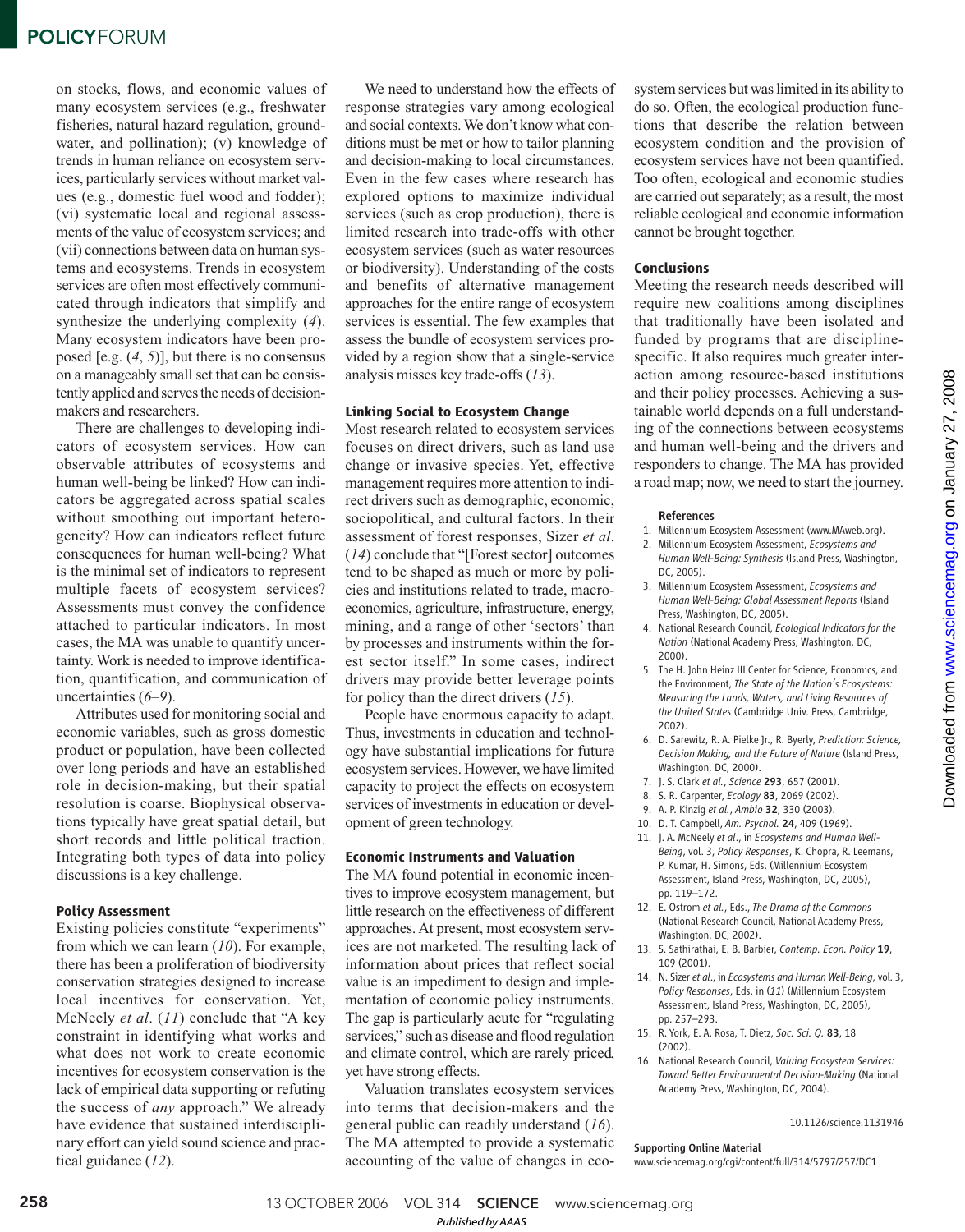on stocks, flows, and economic values of many ecosystem services (e.g., freshwater fisheries, natural hazard regulation, groundwater, and pollination); (v) knowledge of trends in human reliance on ecosystem services, particularly services without market values (e.g., domestic fuel wood and fodder); (vi) systematic local and regional assessments of the value of ecosystem services; and (vii) connections between data on human systems and ecosystems. Trends in ecosystem services are often most effectively communicated through indicators that simplify and synthesize the underlying complexity (*4*). Many ecosystem indicators have been proposed [e.g. (*4*, *5*)], but there is no consensus on a manageably small set that can be consistently applied and serves the needs of decision-makers and researchers.

There are challenges to developing indicators of ecosystem services. How can observable attributes of ecosystems and human well-being be linked? How can indicators be aggregated across spatial scales without smoothing out important heterogeneity? How can indicators reflect future consequences for human well-being? What is the minimal set of indicators to represent multiple facets of ecosystem services? Assessments must convey the confidence attached to particular indicators. In most cases, the MA was unable to quantify uncertainty. Work is needed to improve identification, quantification, and communication of uncertainties (*6*–*9*).

Attributes used for monitoring social and economic variables, such as gross domestic product or population, have been collected over long periods and have an established role in decision-making, but their spatial resolution is coarse. Biophysical observations typically have great spatial detail, but short records and little political traction. Integrating both types of data into policy discussions is a key challenge.

### Policy Assessment

Existing policies constitute "experiments" from which we can learn (*10*). For example, there has been a proliferation of biodiversity conservation strategies designed to increase local incentives for conservation. Yet, McNeely *et al*. (*11*) conclude that "A key constraint in identifying what works and what does not work to create economic incentives for ecosystem conservation is the lack of empirical data supporting or refuting the success of *any* approach." We already have evidence that sustained interdisciplinary effort can yield sound science and practical guidance (*12*).

We need to understand how the effects of response strategies vary among ecological and social contexts. We don't know what conditions must be met or how to tailor planning and decision-making to local circumstances. Even in the few cases where research has explored options to maximize individual services (such as crop production), there is limited research into trade-offs with other ecosystem services (such as water resources or biodiversity). Understanding of the costs and benefits of alternative management approaches for the entire range of ecosystem services is essential. The few examples that assess the bundle of ecosystem services provided by a region show that a single-service analysis misses key trade-offs (*13*).

### Linking Social to Ecosystem Change

Most research related to ecosystem services focuses on direct drivers, such as land use change or invasive species. Yet, effective management requires more attention to indirect drivers such as demographic, economic, sociopolitical, and cultural factors. In their assessment of forest responses, Sizer *et al*. (*14*) conclude that "[Forest sector] outcomes tend to be shaped as much or more by policies and institutions related to trade, macroeconomics, agriculture, infrastructure, energy, mining, and a range of other 'sectors' than by processes and instruments within the forest sector itself." In some cases, indirect drivers may provide better leverage points for policy than the direct drivers (*15*).

People have enormous capacity to adapt. Thus, investments in education and technology have substantial implications for future ecosystem services. However, we have limited capacity to project the effects on ecosystem services of investments in education or development of green technology.

### Economic Instruments and Valuation

The MA found potential in economic incentives to improve ecosystem management, but little research on the effectiveness of different approaches. At present, most ecosystem services are not marketed. The resulting lack of information about prices that reflect social value is an impediment to design and implementation of economic policy instruments. The gap is particularly acute for "regulating services," such as disease and flood regulation and climate control, which are rarely priced, yet have strong effects.

Valuation translates ecosystem services into terms that decision-makers and the general public can readily understand (*16*). The MA attempted to provide a systematic accounting of the value of changes in ecosystem services but was limited in its ability to do so. Often, the ecological production functions that describe the relation between ecosystem condition and the provision of ecosystem services have not been quantified. Too often, ecological and economic studies are carried out separately; as a result, the most reliable ecological and economic information cannot be brought together.

### Conclusions

Meeting the research needs described will require new coalitions among disciplines that traditionally have been isolated and funded by programs that are discipline-specific. It also requires much greater interaction among resource-based institutions and their policy processes. Achieving a sustainable world depends on a full understanding of the connections between ecosystems and human well-being and the drivers and responders to change. The MA has provided a road map; now, we need to start the journey.

#### References

1. Millennium Ecosystem Assessment (www.MAweb.org).
2. Millennium Ecosystem Assessment, *Ecosystems and Human Well-Being: Synthesis* (Island Press, Washington, DC, 2005).
3. Millennium Ecosystem Assessment, *Ecosystems and Human Well-Being: Global Assessment Reports* (Island Press, Washington, DC, 2005).
4. National Research Council, *Ecological Indicators for the Nation* (National Academy Press, Washington, DC, 2000).
5. The H. John Heinz III Center for Science, Economics, and the Environment, *The State of the Nation's Ecosystems: Measuring the Lands, Waters, and Living Resources of the United States* (Cambridge Univ. Press, Cambridge, 2002).
6. D. Sarewitz, R. A. Pielke Jr., R. Byerly, *Prediction: Science, Decision Making, and the Future of Nature* (Island Press, Washington, DC, 2000).
7. J. S. Clark *et al.*, *Science* **293**, 657 (2001).
8. S. R. Carpenter, *Ecology* **83**, 2069 (2002).
9. A. P. Kinzig *et al.*, *Ambio* **32**, 330 (2003).
10. D. T. Campbell, *Am. Psychol.* **24**, 409 (1969).
11. J. A. McNeely *et al*., in *Ecosystems and Human Well-Being*, vol. 3, *Policy Responses*, K. Chopra, R. Leemans, P. Kumar, H. Simons, Eds. (Millennium Ecosystem Assessment, Island Press, Washington, DC, 2005), pp. 119–172.
12. E. Ostrom *et al.*, Eds., *The Drama of the Commons* (National Research Council, National Academy Press, Washington, DC, 2002).
13. S. Sathirathai, E. B. Barbier, *Contemp. Econ. Policy* **19**, 109 (2001).
14. N. Sizer *et al*., in *Ecosystems and Human Well-Being*, vol. 3, *Policy Responses*, Eds. in (*11*) (Millennium Ecosystem Assessment, Island Press, Washington, DC, 2005), pp. 257–293.
15. R. York, E. A. Rosa, T. Dietz, *Soc. Sci. Q.* **83**, 18 (2002).
16. National Research Council, *Valuing Ecosystem Services: Toward Better Environmental Decision-Making* (National Academy Press, Washington, DC, 2004).

10.1126/science.1131946

**Supporting Online Material**
www.sciencemag.org/cgi/content/full/314/5797/257/DC1